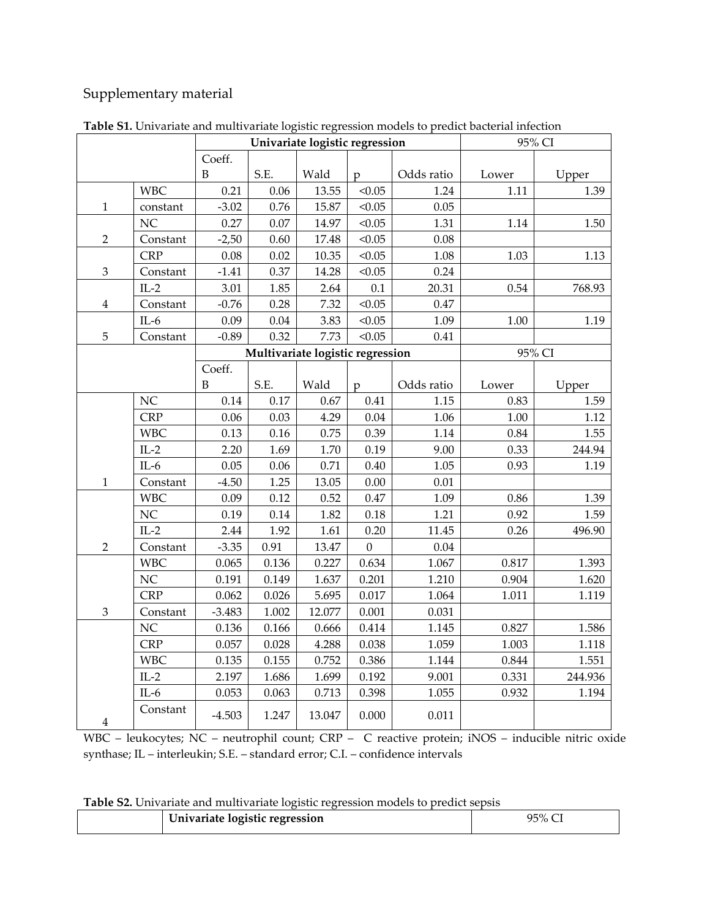Supplementary material

**Table S1.** Univariate and multivariate logistic regression models to predict bacterial infection

| | | Univariate logistic regression | | | | | 95% CI | |
|---|---|---|---|---|---|---|---|---|
| | | Coeff. B | S.E. | Wald | p | Odds ratio | Lower | Upper |
| 1 | WBC | 0.21 | 0.06 | 13.55 | <0.05 | 1.24 | 1.11 | 1.39 |
| | constant | -3.02 | 0.76 | 15.87 | <0.05 | 0.05 | | |
| 2 | NC | 0.27 | 0.07 | 14.97 | <0.05 | 1.31 | 1.14 | 1.50 |
| | Constant | -2,50 | 0.60 | 17.48 | <0.05 | 0.08 | | |
| 3 | CRP | 0.08 | 0.02 | 10.35 | <0.05 | 1.08 | 1.03 | 1.13 |
| | Constant | -1.41 | 0.37 | 14.28 | <0.05 | 0.24 | | |
| 4 | IL-2 | 3.01 | 1.85 | 2.64 | 0.1 | 20.31 | 0.54 | 768.93 |
| | Constant | -0.76 | 0.28 | 7.32 | <0.05 | 0.47 | | |
| 5 | IL-6 | 0.09 | 0.04 | 3.83 | <0.05 | 1.09 | 1.00 | 1.19 |
| | Constant | -0.89 | 0.32 | 7.73 | <0.05 | 0.41 | | |
| | | **Multivariate logistic regression** | | | | | 95% CI | |
| | | Coeff. B | S.E. | Wald | p | Odds ratio | Lower | Upper |
| 1 | NC | 0.14 | 0.17 | 0.67 | 0.41 | 1.15 | 0.83 | 1.59 |
| | CRP | 0.06 | 0.03 | 4.29 | 0.04 | 1.06 | 1.00 | 1.12 |
| | WBC | 0.13 | 0.16 | 0.75 | 0.39 | 1.14 | 0.84 | 1.55 |
| | IL-2 | 2.20 | 1.69 | 1.70 | 0.19 | 9.00 | 0.33 | 244.94 |
| | IL-6 | 0.05 | 0.06 | 0.71 | 0.40 | 1.05 | 0.93 | 1.19 |
| | Constant | -4.50 | 1.25 | 13.05 | 0.00 | 0.01 | | |
| 2 | WBC | 0.09 | 0.12 | 0.52 | 0.47 | 1.09 | 0.86 | 1.39 |
| | NC | 0.19 | 0.14 | 1.82 | 0.18 | 1.21 | 0.92 | 1.59 |
| | IL-2 | 2.44 | 1.92 | 1.61 | 0.20 | 11.45 | 0.26 | 496.90 |
| | Constant | -3.35 | 0.91 | 13.47 | 0 | 0.04 | | |
| 3 | WBC | 0.065 | 0.136 | 0.227 | 0.634 | 1.067 | 0.817 | 1.393 |
| | NC | 0.191 | 0.149 | 1.637 | 0.201 | 1.210 | 0.904 | 1.620 |
| | CRP | 0.062 | 0.026 | 5.695 | 0.017 | 1.064 | 1.011 | 1.119 |
| | Constant | -3.483 | 1.002 | 12.077 | 0.001 | 0.031 | | |
| 4 | NC | 0.136 | 0.166 | 0.666 | 0.414 | 1.145 | 0.827 | 1.586 |
| | CRP | 0.057 | 0.028 | 4.288 | 0.038 | 1.059 | 1.003 | 1.118 |
| | WBC | 0.135 | 0.155 | 0.752 | 0.386 | 1.144 | 0.844 | 1.551 |
| | IL-2 | 2.197 | 1.686 | 1.699 | 0.192 | 9.001 | 0.331 | 244.936 |
| | IL-6 | 0.053 | 0.063 | 0.713 | 0.398 | 1.055 | 0.932 | 1.194 |
| | Constant | -4.503 | 1.247 | 13.047 | 0.000 | 0.011 | | |

WBC – leukocytes; NC – neutrophil count; CRP – C reactive protein; iNOS – inducible nitric oxide synthase; IL – interleukin; S.E. – standard error; C.I. – confidence intervals

**Table S2.** Univariate and multivariate logistic regression models to predict sepsis

| | **Univariate logistic regression** | 95% CI |
|---|---|---|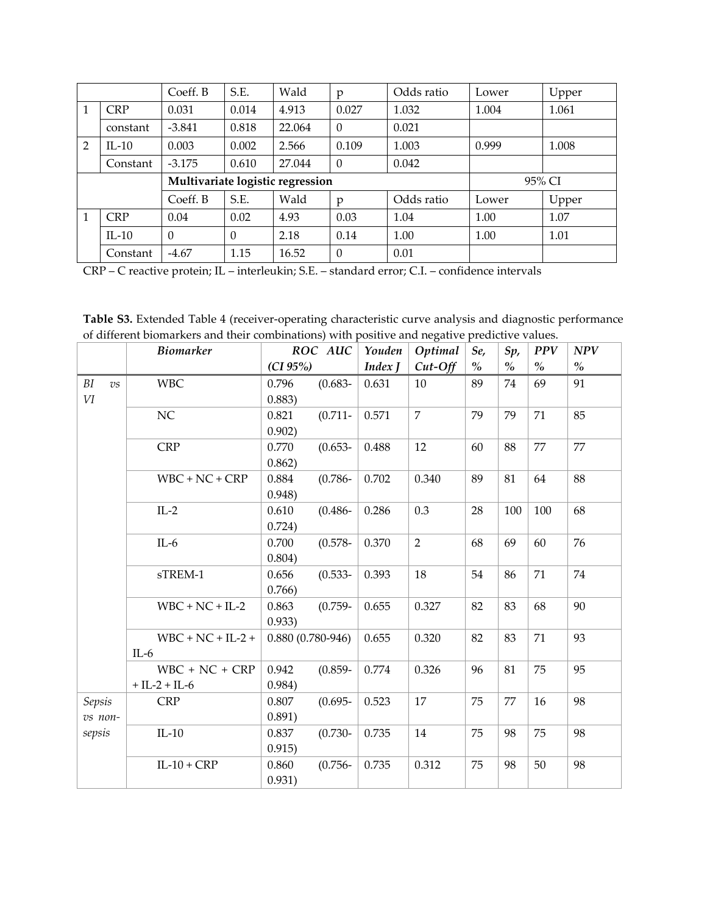| | | Coeff. B | S.E. | Wald | p | Odds ratio | Lower | Upper |
|---|---|---|---|---|---|---|---|---|
| 1 | CRP | 0.031 | 0.014 | 4.913 | 0.027 | 1.032 | 1.004 | 1.061 |
| | constant | -3.841 | 0.818 | 22.064 | 0 | 0.021 | | |
| 2 | IL-10 | 0.003 | 0.002 | 2.566 | 0.109 | 1.003 | 0.999 | 1.008 |
| | Constant | -3.175 | 0.610 | 27.044 | 0 | 0.042 | | |
| | | **Multivariate logistic regression** | | | | | 95% CI | |
| | | Coeff. B | S.E. | Wald | p | Odds ratio | Lower | Upper |
| 1 | CRP | 0.04 | 0.02 | 4.93 | 0.03 | 1.04 | 1.00 | 1.07 |
| | IL-10 | 0 | 0 | 2.18 | 0.14 | 1.00 | 1.00 | 1.01 |
| | Constant | -4.67 | 1.15 | 16.52 | 0 | 0.01 | | |

CRP – C reactive protein; IL – interleukin; S.E. – standard error; C.I. – confidence intervals

**Table S3.** Extended Table 4 (receiver-operating characteristic curve analysis and diagnostic performance of different biomarkers and their combinations) with positive and negative predictive values.

| | *Biomarker* | *ROC AUC (CI 95%)* | *Youden Index J* | *Optimal Cut-Off* | *Se, %* | *Sp, %* | *PPV %* | *NPV %* |
|---|---|---|---|---|---|---|---|---|
| *BI vs VI* | WBC | 0.796 (0.683-0.883) | 0.631 | 10 | 89 | 74 | 69 | 91 |
| | NC | 0.821 (0.711-0.902) | 0.571 | 7 | 79 | 79 | 71 | 85 |
| | CRP | 0.770 (0.653-0.862) | 0.488 | 12 | 60 | 88 | 77 | 77 |
| | WBC + NC + CRP | 0.884 (0.786-0.948) | 0.702 | 0.340 | 89 | 81 | 64 | 88 |
| | IL-2 | 0.610 (0.486-0.724) | 0.286 | 0.3 | 28 | 100 | 100 | 68 |
| | IL-6 | 0.700 (0.578-0.804) | 0.370 | 2 | 68 | 69 | 60 | 76 |
| | sTREM-1 | 0.656 (0.533-0.766) | 0.393 | 18 | 54 | 86 | 71 | 74 |
| | WBC + NC + IL-2 | 0.863 (0.759-0.933) | 0.655 | 0.327 | 82 | 83 | 68 | 90 |
| | WBC + NC + IL-2 + IL-6 | 0.880 (0.780-946) | 0.655 | 0.320 | 82 | 83 | 71 | 93 |
| | WBC + NC + CRP + IL-2 + IL-6 | 0.942 (0.859-0.984) | 0.774 | 0.326 | 96 | 81 | 75 | 95 |
| *Sepsis vs non-sepsis* | CRP | 0.807 (0.695-0.891) | 0.523 | 17 | 75 | 77 | 16 | 98 |
| | IL-10 | 0.837 (0.730-0.915) | 0.735 | 14 | 75 | 98 | 75 | 98 |
| | IL-10 + CRP | 0.860 (0.756-0.931) | 0.735 | 0.312 | 75 | 98 | 50 | 98 |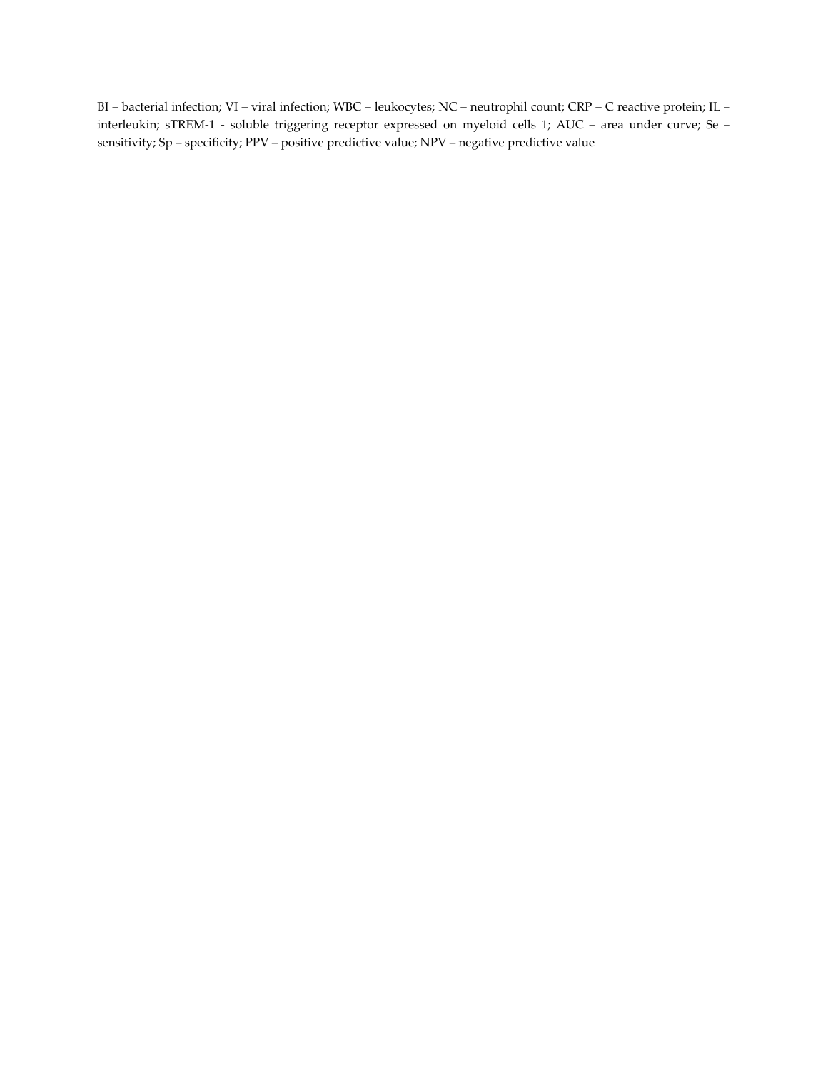BI – bacterial infection; VI – viral infection; WBC – leukocytes; NC – neutrophil count; CRP – C reactive protein; IL – interleukin; sTREM-1 - soluble triggering receptor expressed on myeloid cells 1; AUC – area under curve; Se – sensitivity; Sp – specificity; PPV – positive predictive value; NPV – negative predictive value